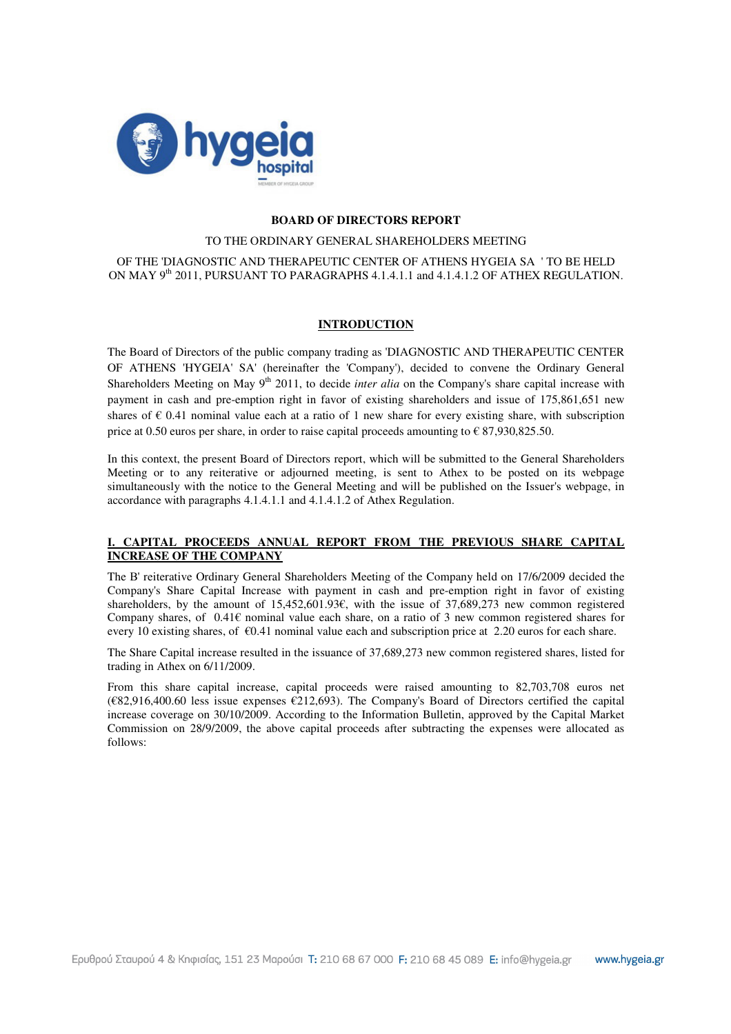**BOARD OF DIRECTORS REPORT**

TO THE ORDINARY GENERAL SHAREHOLDERS MEETING

OF THE 'DIAGNOSTIC AND THERAPEUTIC CENTER OF ATHENS HYGEIA SA ' TO BE HELD ON MAY 9th 2011, PURSUANT TO PARAGRAPHS 4.1.4.1.1 and 4.1.4.1.2 OF ATHEX REGULATION.

## INTRODUCTION

The Board of Directors of the public company trading as 'DIAGNOSTIC AND THERAPEUTIC CENTER OF ATHENS 'HYGEIA' SA' (hereinafter the 'Company'), decided to convene the Ordinary General Shareholders Meeting on May 9th 2011, to decide *inter alia* on the Company's share capital increase with payment in cash and pre-emption right in favor of existing shareholders and issue of 175,861,651 new shares of € 0.41 nominal value each at a ratio of 1 new share for every existing share, with subscription price at 0.50 euros per share, in order to raise capital proceeds amounting to € 87,930,825.50.

In this context, the present Board of Directors report, which will be submitted to the General Shareholders Meeting or to any reiterative or adjourned meeting, is sent to Athex to be posted on its webpage simultaneously with the notice to the General Meeting and will be published on the Issuer's webpage, in accordance with paragraphs 4.1.4.1.1 and 4.1.4.1.2 of Athex Regulation.

## I. CAPITAL PROCEEDS ANNUAL REPORT FROM THE PREVIOUS SHARE CAPITAL INCREASE OF THE COMPANY

The B' reiterative Ordinary General Shareholders Meeting of the Company held on 17/6/2009 decided the Company's Share Capital Increase with payment in cash and pre-emption right in favor of existing shareholders, by the amount of 15,452,601.93€, with the issue of 37,689,273 new common registered Company shares, of 0.41€ nominal value each share, on a ratio of 3 new common registered shares for every 10 existing shares, of €0.41 nominal value each and subscription price at 2.20 euros for each share.

The Share Capital increase resulted in the issuance of 37,689,273 new common registered shares, listed for trading in Athex on 6/11/2009.

From this share capital increase, capital proceeds were raised amounting to 82,703,708 euros net (€82,916,400.60 less issue expenses €212,693). The Company's Board of Directors certified the capital increase coverage on 30/10/2009. According to the Information Bulletin, approved by the Capital Market Commission on 28/9/2009, the above capital proceeds after subtracting the expenses were allocated as follows: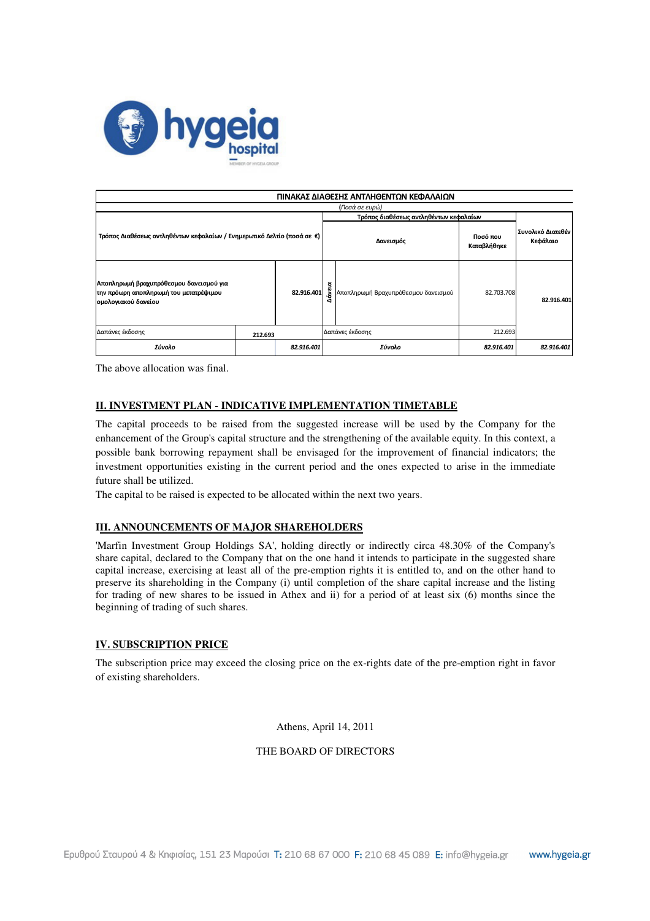| ΠΙΝΑΚΑΣ ΔΙΑΘΕΣΗΣ ΑΝΤΛΗΘΕΝΤΩΝ ΚΕΦΑΛΑΙΩΝ | | | | | | |
|---|---|---|---|---|---|---|
| (Ποσά σε ευρώ) | | | | | | |
| Τρόπος Διαθέσεως αντληθέντων κεφαλαίων / Ενημερωτικό Δελτίο (ποσά σε €) | | | Τρόπος διαθέσεως αντληθέντων κεφαλαίων | | | Συνολικό Διατεθέν Κεφάλαιο |
| | | | Δανεισμός | | Ποσό που Καταβλήθηκε | |
| Αποπληρωμή βραχυπρόθεσμου δανεισμού για την πρόωρη αποπληρωμή του μετατρέψιμου ομολογιακού δανείου | | 82.916.401 | Δάνεια | Αποπληρωμή Βραχυπρόθεσμου δανεισμού | 82.703.708 | 82.916.401 |
| Δαπάνες έκδοσης | 212.693 | | Δαπάνες έκδοσης | | 212.693 | |
| *Σύνολο* | | *82.916.401* | *Σύνολο* | | *82.916.401* | *82.916.401* |

The above allocation was final.

## II. INVESTMENT PLAN - INDICATIVE IMPLEMENTATION TIMETABLE

The capital proceeds to be raised from the suggested increase will be used by the Company for the enhancement of the Group's capital structure and the strengthening of the available equity. In this context, a possible bank borrowing repayment shall be envisaged for the improvement of financial indicators; the investment opportunities existing in the current period and the ones expected to arise in the immediate future shall be utilized.

The capital to be raised is expected to be allocated within the next two years.

## III. ANNOUNCEMENTS OF MAJOR SHAREHOLDERS

'Marfin Investment Group Holdings SA', holding directly or indirectly circa 48.30% of the Company's share capital, declared to the Company that on the one hand it intends to participate in the suggested share capital increase, exercising at least all of the pre-emption rights it is entitled to, and on the other hand to preserve its shareholding in the Company (i) until completion of the share capital increase and the listing for trading of new shares to be issued in Athex and ii) for a period of at least six (6) months since the beginning of trading of such shares.

## IV. SUBSCRIPTION PRICE

The subscription price may exceed the closing price on the ex-rights date of the pre-emption right in favor of existing shareholders.

Athens, April 14, 2011

THE BOARD OF DIRECTORS